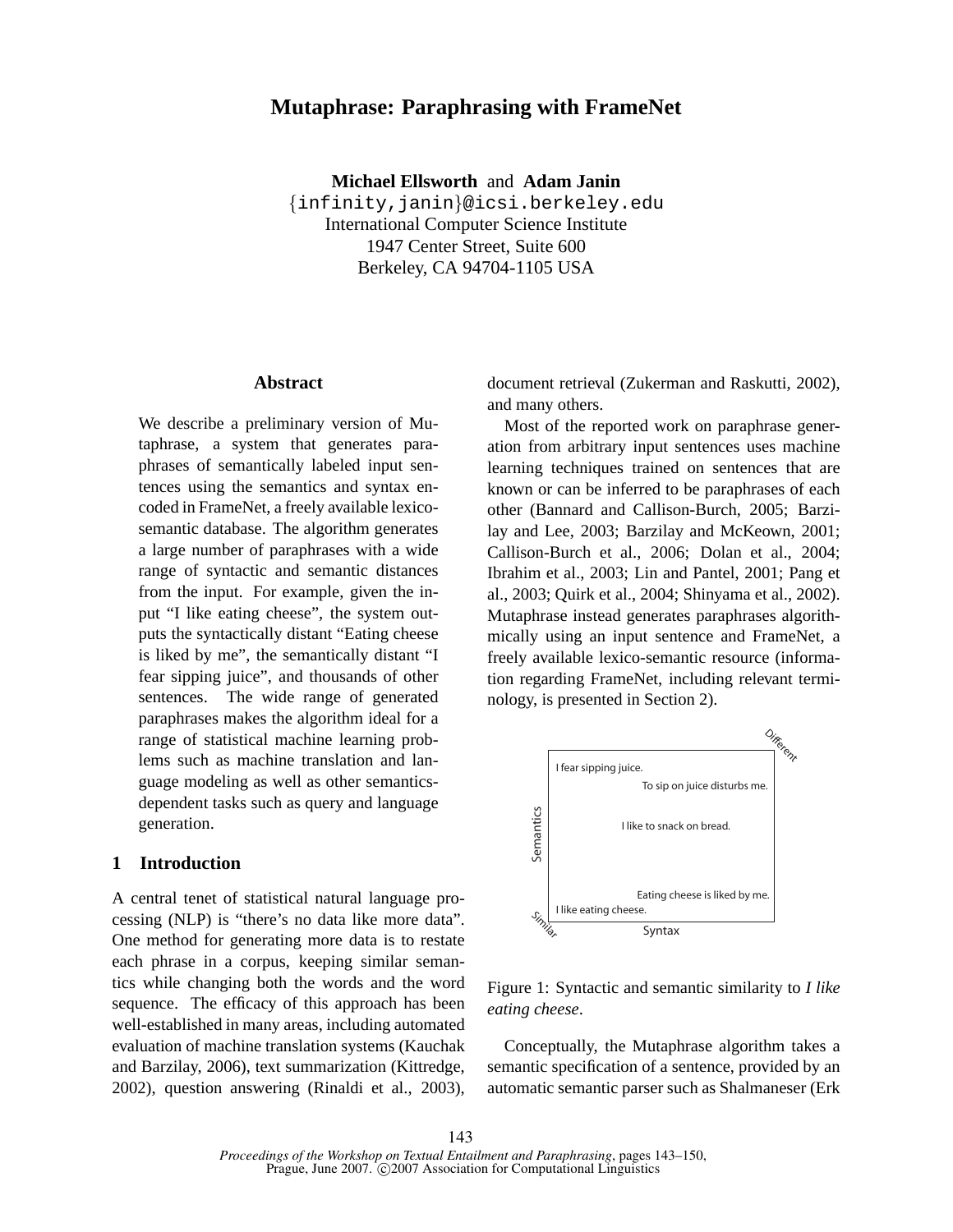# Mutaphrase: Paraphrasing with FrameNet

**Michael Ellsworth** and **Adam Janin**
{infinity,janin}@icsi.berkeley.edu
International Computer Science Institute
1947 Center Street, Suite 600
Berkeley, CA 94704-1105 USA

## Abstract

We describe a preliminary version of Mutaphrase, a system that generates paraphrases of semantically labeled input sentences using the semantics and syntax encoded in FrameNet, a freely available lexico-semantic database. The algorithm generates a large number of paraphrases with a wide range of syntactic and semantic distances from the input. For example, given the input "I like eating cheese", the system outputs the syntactically distant "Eating cheese is liked by me", the semantically distant "I fear sipping juice", and thousands of other sentences. The wide range of generated paraphrases makes the algorithm ideal for a range of statistical machine learning problems such as machine translation and language modeling as well as other semantics-dependent tasks such as query and language generation.

## 1 Introduction

A central tenet of statistical natural language processing (NLP) is "there's no data like more data". One method for generating more data is to restate each phrase in a corpus, keeping similar semantics while changing both the words and the word sequence. The efficacy of this approach has been well-established in many areas, including automated evaluation of machine translation systems (Kauchak and Barzilay, 2006), text summarization (Kittredge, 2002), question answering (Rinaldi et al., 2003), document retrieval (Zukerman and Raskutti, 2002), and many others.

Most of the reported work on paraphrase generation from arbitrary input sentences uses machine learning techniques trained on sentences that are known or can be inferred to be paraphrases of each other (Bannard and Callison-Burch, 2005; Barzilay and Lee, 2003; Barzilay and McKeown, 2001; Callison-Burch et al., 2006; Dolan et al., 2004; Ibrahim et al., 2003; Lin and Pantel, 2001; Pang et al., 2003; Quirk et al., 2004; Shinyama et al., 2002). Mutaphrase instead generates paraphrases algorithmically using an input sentence and FrameNet, a freely available lexico-semantic resource (information regarding FrameNet, including relevant terminology, is presented in Section 2).

Different
I fear sipping juice.
To sip on juice disturbs me.
Semantics
I like to snack on bread.
Eating cheese is liked by me.
I like eating cheese.
Similar
Syntax

Figure 1: Syntactic and semantic similarity to *I like eating cheese*.

Conceptually, the Mutaphrase algorithm takes a semantic specification of a sentence, provided by an automatic semantic parser such as Shalmaneser (Erk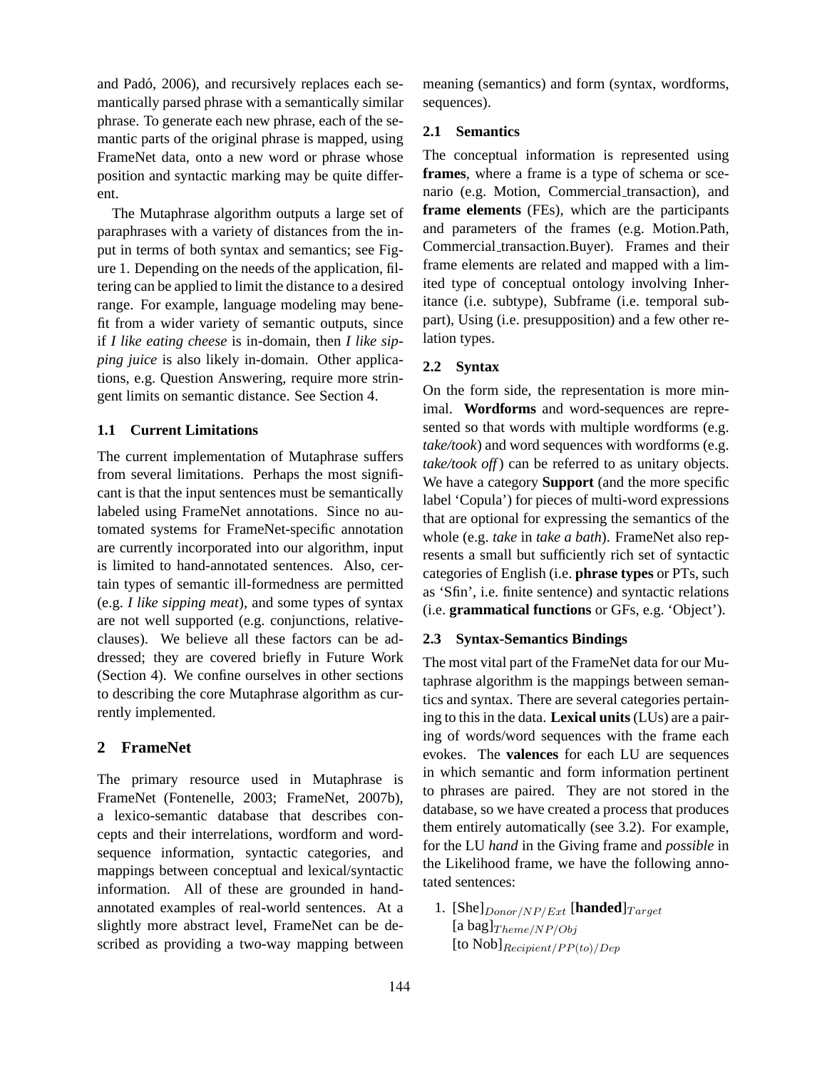and Padó, 2006), and recursively replaces each semantically parsed phrase with a semantically similar phrase. To generate each new phrase, each of the semantic parts of the original phrase is mapped, using FrameNet data, onto a new word or phrase whose position and syntactic marking may be quite different.

The Mutaphrase algorithm outputs a large set of paraphrases with a variety of distances from the input in terms of both syntax and semantics; see Figure 1. Depending on the needs of the application, filtering can be applied to limit the distance to a desired range. For example, language modeling may benefit from a wider variety of semantic outputs, since if *I like eating cheese* is in-domain, then *I like sipping juice* is also likely in-domain. Other applications, e.g. Question Answering, require more stringent limits on semantic distance. See Section 4.

### 1.1 Current Limitations

The current implementation of Mutaphrase suffers from several limitations. Perhaps the most significant is that the input sentences must be semantically labeled using FrameNet annotations. Since no automated systems for FrameNet-specific annotation are currently incorporated into our algorithm, input is limited to hand-annotated sentences. Also, certain types of semantic ill-formedness are permitted (e.g. *I like sipping meat*), and some types of syntax are not well supported (e.g. conjunctions, relative-clauses). We believe all these factors can be addressed; they are covered briefly in Future Work (Section 4). We confine ourselves in other sections to describing the core Mutaphrase algorithm as currently implemented.

## 2 FrameNet

The primary resource used in Mutaphrase is FrameNet (Fontenelle, 2003; FrameNet, 2007b), a lexico-semantic database that describes concepts and their interrelations, wordform and word-sequence information, syntactic categories, and mappings between conceptual and lexical/syntactic information. All of these are grounded in hand-annotated examples of real-world sentences. At a slightly more abstract level, FrameNet can be described as providing a two-way mapping between meaning (semantics) and form (syntax, wordforms, sequences).

### 2.1 Semantics

The conceptual information is represented using **frames**, where a frame is a type of schema or scenario (e.g. Motion, Commercial_transaction), and **frame elements** (FEs), which are the participants and parameters of the frames (e.g. Motion.Path, Commercial_transaction.Buyer). Frames and their frame elements are related and mapped with a limited type of conceptual ontology involving Inheritance (i.e. subtype), Subframe (i.e. temporal subpart), Using (i.e. presupposition) and a few other relation types.

### 2.2 Syntax

On the form side, the representation is more minimal. **Wordforms** and word-sequences are represented so that words with multiple wordforms (e.g. *take/took*) and word sequences with wordforms (e.g. *take/took off*) can be referred to as unitary objects. We have a category **Support** (and the more specific label 'Copula') for pieces of multi-word expressions that are optional for expressing the semantics of the whole (e.g. *take* in *take a bath*). FrameNet also represents a small but sufficiently rich set of syntactic categories of English (i.e. **phrase types** or PTs, such as 'Sfin', i.e. finite sentence) and syntactic relations (i.e. **grammatical functions** or GFs, e.g. 'Object').

### 2.3 Syntax-Semantics Bindings

The most vital part of the FrameNet data for our Mutaphrase algorithm is the mappings between semantics and syntax. There are several categories pertaining to this in the data. **Lexical units** (LUs) are a pairing of words/word sequences with the frame each evokes. The **valences** for each LU are sequences in which semantic and form information pertinent to phrases are paired. They are not stored in the database, so we have created a process that produces them entirely automatically (see 3.2). For example, for the LU *hand* in the Giving frame and *possible* in the Likelihood frame, we have the following annotated sentences:

1. [She]$_{Donor/NP/Ext}$ [**handed**]$_{Target}$ [a bag]$_{Theme/NP/Obj}$ [to Nob]$_{Recipient/PP(to)/Dep}$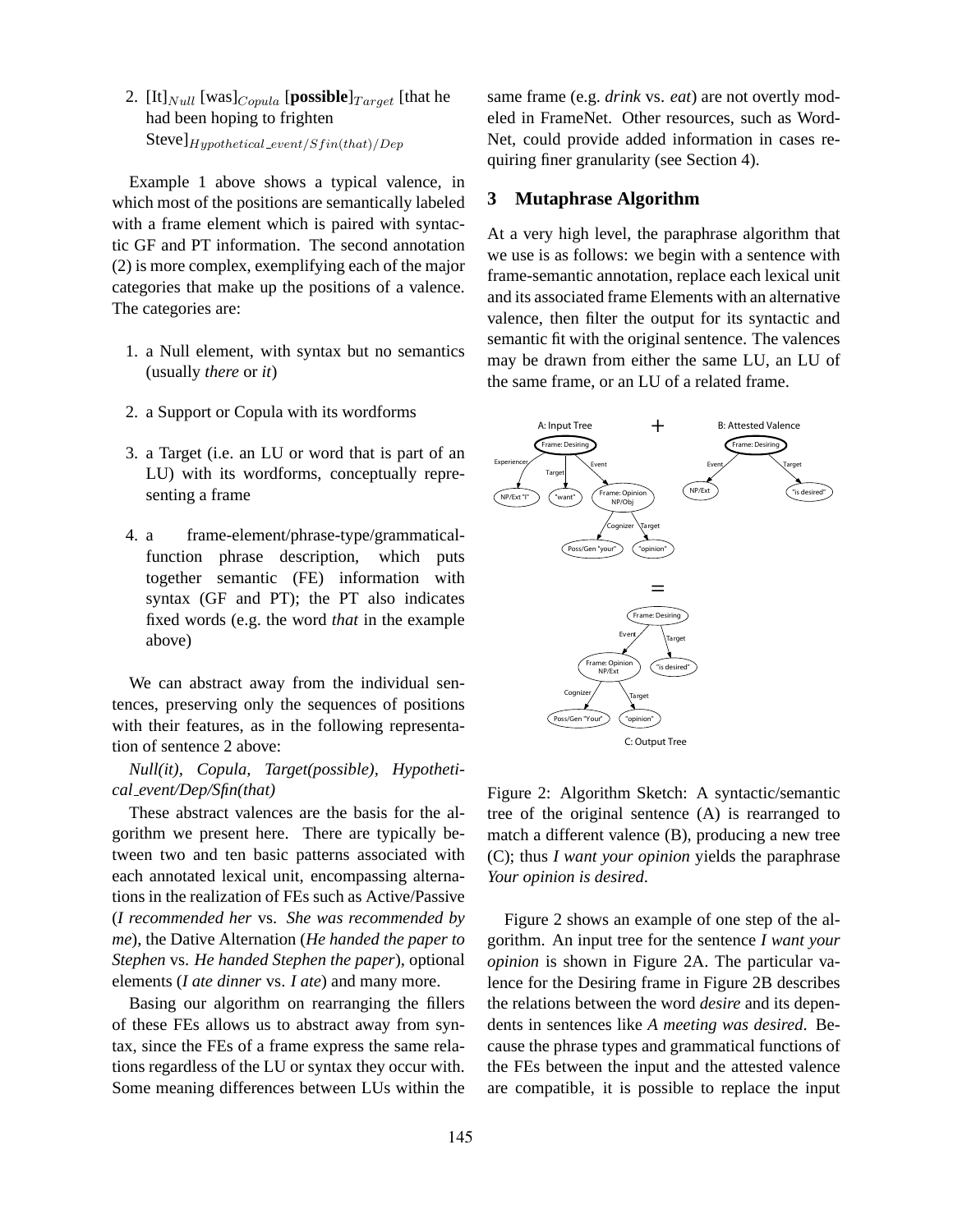2. [It]$_{Null}$ [was]$_{Copula}$ [**possible**]$_{Target}$ [that he had been hoping to frighten Steve]$_{Hypothetical\_event/Sfin(that)/Dep}$

Example 1 above shows a typical valence, in which most of the positions are semantically labeled with a frame element which is paired with syntactic GF and PT information. The second annotation (2) is more complex, exemplifying each of the major categories that make up the positions of a valence. The categories are:

1. a Null element, with syntax but no semantics (usually *there* or *it*)
2. a Support or Copula with its wordforms
3. a Target (i.e. an LU or word that is part of an LU) with its wordforms, conceptually representing a frame
4. a frame-element/phrase-type/grammatical-function phrase description, which puts together semantic (FE) information with syntax (GF and PT); the PT also indicates fixed words (e.g. the word *that* in the example above)

We can abstract away from the individual sentences, preserving only the sequences of positions with their features, as in the following representation of sentence 2 above:

*Null(it), Copula, Target(possible), Hypothetical_event/Dep/Sfin(that)*

These abstract valences are the basis for the algorithm we present here. There are typically between two and ten basic patterns associated with each annotated lexical unit, encompassing alternations in the realization of FEs such as Active/Passive (*I recommended her* vs. *She was recommended by me*), the Dative Alternation (*He handed the paper to Stephen* vs. *He handed Stephen the paper*), optional elements (*I ate dinner* vs. *I ate*) and many more.

Basing our algorithm on rearranging the fillers of these FEs allows us to abstract away from syntax, since the FEs of a frame express the same relations regardless of the LU or syntax they occur with. Some meaning differences between LUs within the same frame (e.g. *drink* vs. *eat*) are not overtly modeled in FrameNet. Other resources, such as WordNet, could provide added information in cases requiring finer granularity (see Section 4).

## 3 Mutaphrase Algorithm

At a very high level, the paraphrase algorithm that we use is as follows: we begin with a sentence with frame-semantic annotation, replace each lexical unit and its associated frame Elements with an alternative valence, then filter the output for its syntactic and semantic fit with the original sentence. The valences may be drawn from either the same LU, an LU of the same frame, or an LU of a related frame.

A: Input Tree
Frame: Desiring
Experiencer
Target
Event
NP/Ext "I"
"want"
Frame: Opinion NP/Obj
Cognizer
Target
Poss/Gen "your"
"opinion"

+

B: Attested Valence
Frame: Desiring
Event
Target
NP/Ext
"is desired"

=

Frame: Desiring
Event
Target
Frame: Opinion NP/Ext
"is desired"
Cognizer
Target
Poss/Gen "Your"
"opinion"
C: Output Tree

Figure 2: Algorithm Sketch: A syntactic/semantic tree of the original sentence (A) is rearranged to match a different valence (B), producing a new tree (C); thus *I want your opinion* yields the paraphrase *Your opinion is desired*.

Figure 2 shows an example of one step of the algorithm. An input tree for the sentence *I want your opinion* is shown in Figure 2A. The particular valence for the Desiring frame in Figure 2B describes the relations between the word *desire* and its dependents in sentences like *A meeting was desired*. Because the phrase types and grammatical functions of the FEs between the input and the attested valence are compatible, it is possible to replace the input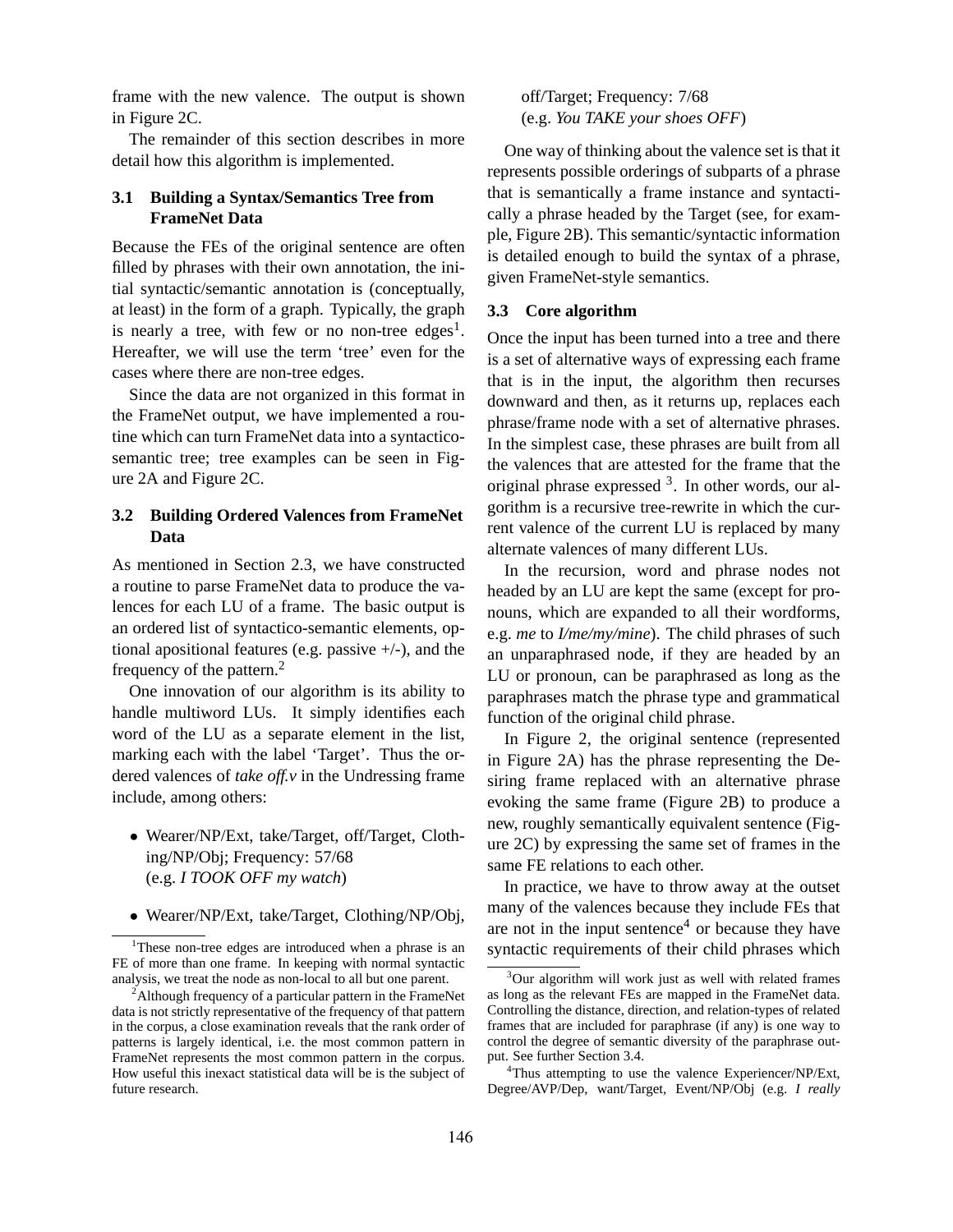frame with the new valence. The output is shown in Figure 2C.

The remainder of this section describes in more detail how this algorithm is implemented.

### 3.1 Building a Syntax/Semantics Tree from FrameNet Data

Because the FEs of the original sentence are often filled by phrases with their own annotation, the initial syntactic/semantic annotation is (conceptually, at least) in the form of a graph. Typically, the graph is nearly a tree, with few or no non-tree edges[1]. Hereafter, we will use the term 'tree' even for the cases where there are non-tree edges.

Since the data are not organized in this format in the FrameNet output, we have implemented a routine which can turn FrameNet data into a syntactico-semantic tree; tree examples can be seen in Figure 2A and Figure 2C.

### 3.2 Building Ordered Valences from FrameNet Data

As mentioned in Section 2.3, we have constructed a routine to parse FrameNet data to produce the valences for each LU of a frame. The basic output is an ordered list of syntactico-semantic elements, optional apositional features (e.g. passive +/-), and the frequency of the pattern.[2]

One innovation of our algorithm is its ability to handle multiword LUs. It simply identifies each word of the LU as a separate element in the list, marking each with the label 'Target'. Thus the ordered valences of *take off.v* in the Undressing frame include, among others:

- Wearer/NP/Ext, take/Target, off/Target, Clothing/NP/Obj; Frequency: 57/68
  (e.g. *I TOOK OFF my watch*)
- Wearer/NP/Ext, take/Target, Clothing/NP/Obj, off/Target; Frequency: 7/68
  (e.g. *You TAKE your shoes OFF*)

One way of thinking about the valence set is that it represents possible orderings of subparts of a phrase that is semantically a frame instance and syntactically a phrase headed by the Target (see, for example, Figure 2B). This semantic/syntactic information is detailed enough to build the syntax of a phrase, given FrameNet-style semantics.

### 3.3 Core algorithm

Once the input has been turned into a tree and there is a set of alternative ways of expressing each frame that is in the input, the algorithm then recurses downward and then, as it returns up, replaces each phrase/frame node with a set of alternative phrases. In the simplest case, these phrases are built from all the valences that are attested for the frame that the original phrase expressed [3]. In other words, our algorithm is a recursive tree-rewrite in which the current valence of the current LU is replaced by many alternate valences of many different LUs.

In the recursion, word and phrase nodes not headed by an LU are kept the same (except for pronouns, which are expanded to all their wordforms, e.g. *me* to *I/me/my/mine*). The child phrases of such an unparaphrased node, if they are headed by an LU or pronoun, can be paraphrased as long as the paraphrases match the phrase type and grammatical function of the original child phrase.

In Figure 2, the original sentence (represented in Figure 2A) has the phrase representing the Desiring frame replaced with an alternative phrase evoking the same frame (Figure 2B) to produce a new, roughly semantically equivalent sentence (Figure 2C) by expressing the same set of frames in the same FE relations to each other.

In practice, we have to throw away at the outset many of the valences because they include FEs that are not in the input sentence[4] or because they have syntactic requirements of their child phrases which

---

[1] These non-tree edges are introduced when a phrase is an FE of more than one frame. In keeping with normal syntactic analysis, we treat the node as non-local to all but one parent.

[2] Although frequency of a particular pattern in the FrameNet data is not strictly representative of the frequency of that pattern in the corpus, a close examination reveals that the rank order of patterns is largely identical, i.e. the most common pattern in FrameNet represents the most common pattern in the corpus. How useful this inexact statistical data will be is the subject of future research.

[3] Our algorithm will work just as well with related frames as long as the relevant FEs are mapped in the FrameNet data. Controlling the distance, direction, and relation-types of related frames that are included for paraphrase (if any) is one way to control the degree of semantic diversity of the paraphrase output. See further Section 3.4.

[4] Thus attempting to use the valence Experiencer/NP/Ext, Degree/AVP/Dep, want/Target, Event/NP/Obj (e.g. *I really*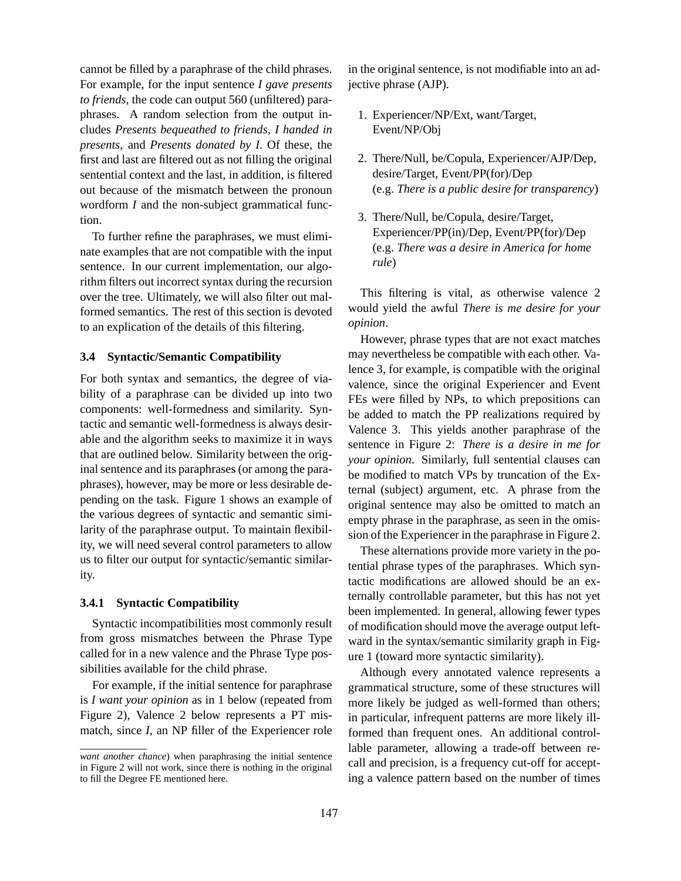cannot be filled by a paraphrase of the child phrases. For example, for the input sentence *I gave presents to friends*, the code can output 560 (unfiltered) paraphrases. A random selection from the output includes *Presents bequeathed to friends*, *I handed in presents*, and *Presents donated by I*. Of these, the first and last are filtered out as not filling the original sentential context and the last, in addition, is filtered out because of the mismatch between the pronoun wordform *I* and the non-subject grammatical function.

To further refine the paraphrases, we must eliminate examples that are not compatible with the input sentence. In our current implementation, our algorithm filters out incorrect syntax during the recursion over the tree. Ultimately, we will also filter out malformed semantics. The rest of this section is devoted to an explication of the details of this filtering.

### 3.4 Syntactic/Semantic Compatibility

For both syntax and semantics, the degree of viability of a paraphrase can be divided up into two components: well-formedness and similarity. Syntactic and semantic well-formedness is always desirable and the algorithm seeks to maximize it in ways that are outlined below. Similarity between the original sentence and its paraphrases (or among the paraphrases), however, may be more or less desirable depending on the task. Figure 1 shows an example of the various degrees of syntactic and semantic similarity of the paraphrase output. To maintain flexibility, we will need several control parameters to allow us to filter our output for syntactic/semantic similarity.

#### 3.4.1 Syntactic Compatibility

Syntactic incompatibilities most commonly result from gross mismatches between the Phrase Type called for in a new valence and the Phrase Type possibilities available for the child phrase.

For example, if the initial sentence for paraphrase is *I want your opinion* as in 1 below (repeated from Figure 2), Valence 2 below represents a PT mismatch, since *I*, an NP filler of the Experiencer role in the original sentence, is not modifiable into an adjective phrase (AJP).

1. Experiencer/NP/Ext, want/Target, Event/NP/Obj
2. There/Null, be/Copula, Experiencer/AJP/Dep, desire/Target, Event/PP(for)/Dep (e.g. *There is a public desire for transparency*)
3. There/Null, be/Copula, desire/Target, Experiencer/PP(in)/Dep, Event/PP(for)/Dep (e.g. *There was a desire in America for home rule*)

This filtering is vital, as otherwise valence 2 would yield the awful *There is me desire for your opinion*.

However, phrase types that are not exact matches may nevertheless be compatible with each other. Valence 3, for example, is compatible with the original valence, since the original Experiencer and Event FEs were filled by NPs, to which prepositions can be added to match the PP realizations required by Valence 3. This yields another paraphrase of the sentence in Figure 2: *There is a desire in me for your opinion*. Similarly, full sentential clauses can be modified to match VPs by truncation of the External (subject) argument, etc. A phrase from the original sentence may also be omitted to match an empty phrase in the paraphrase, as seen in the omission of the Experiencer in the paraphrase in Figure 2.

These alternations provide more variety in the potential phrase types of the paraphrases. Which syntactic modifications are allowed should be an externally controllable parameter, but this has not yet been implemented. In general, allowing fewer types of modification should move the average output leftward in the syntax/semantic similarity graph in Figure 1 (toward more syntactic similarity).

Although every annotated valence represents a grammatical structure, some of these structures will more likely be judged as well-formed than others; in particular, infrequent patterns are more likely ill-formed than frequent ones. An additional controllable parameter, allowing a trade-off between recall and precision, is a frequency cut-off for accepting a valence pattern based on the number of times

*want another chance*) when paraphrasing the initial sentence in Figure 2 will not work, since there is nothing in the original to fill the Degree FE mentioned here.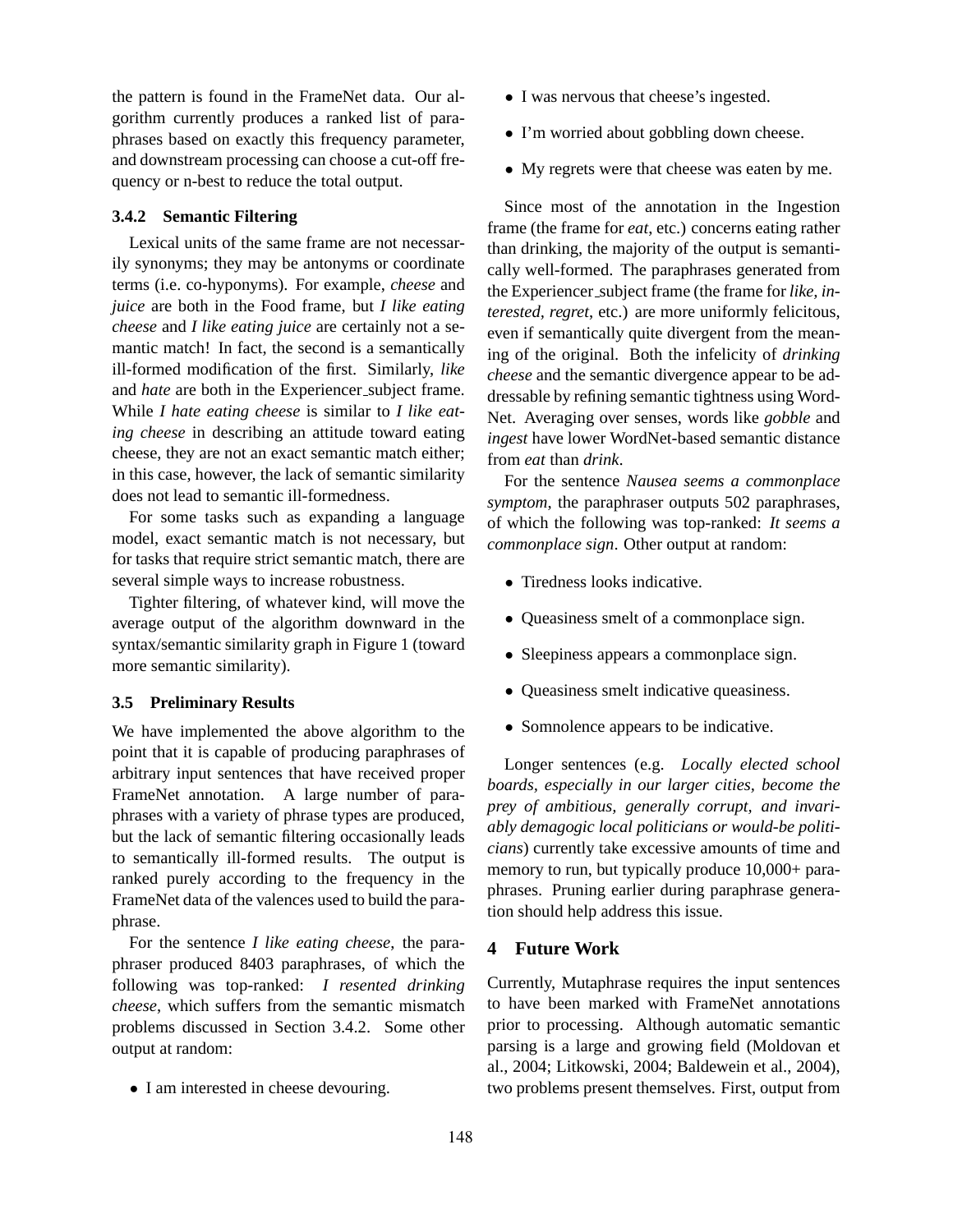the pattern is found in the FrameNet data. Our algorithm currently produces a ranked list of paraphrases based on exactly this frequency parameter, and downstream processing can choose a cut-off frequency or n-best to reduce the total output.

#### 3.4.2 Semantic Filtering

Lexical units of the same frame are not necessarily synonyms; they may be antonyms or coordinate terms (i.e. co-hyponyms). For example, *cheese* and *juice* are both in the Food frame, but *I like eating cheese* and *I like eating juice* are certainly not a semantic match! In fact, the second is a semantically ill-formed modification of the first. Similarly, *like* and *hate* are both in the Experiencer_subject frame. While *I hate eating cheese* is similar to *I like eating cheese* in describing an attitude toward eating cheese, they are not an exact semantic match either; in this case, however, the lack of semantic similarity does not lead to semantic ill-formedness.

For some tasks such as expanding a language model, exact semantic match is not necessary, but for tasks that require strict semantic match, there are several simple ways to increase robustness.

Tighter filtering, of whatever kind, will move the average output of the algorithm downward in the syntax/semantic similarity graph in Figure 1 (toward more semantic similarity).

### 3.5 Preliminary Results

We have implemented the above algorithm to the point that it is capable of producing paraphrases of arbitrary input sentences that have received proper FrameNet annotation. A large number of paraphrases with a variety of phrase types are produced, but the lack of semantic filtering occasionally leads to semantically ill-formed results. The output is ranked purely according to the frequency in the FrameNet data of the valences used to build the paraphrase.

For the sentence *I like eating cheese*, the paraphraser produced 8403 paraphrases, of which the following was top-ranked: *I resented drinking cheese*, which suffers from the semantic mismatch problems discussed in Section 3.4.2. Some other output at random:

- I am interested in cheese devouring.
- I was nervous that cheese's ingested.
- I'm worried about gobbling down cheese.
- My regrets were that cheese was eaten by me.

Since most of the annotation in the Ingestion frame (the frame for *eat*, etc.) concerns eating rather than drinking, the majority of the output is semantically well-formed. The paraphrases generated from the Experiencer_subject frame (the frame for *like, interested, regret*, etc.) are more uniformly felicitous, even if semantically quite divergent from the meaning of the original. Both the infelicity of *drinking cheese* and the semantic divergence appear to be addressable by refining semantic tightness using WordNet. Averaging over senses, words like *gobble* and *ingest* have lower WordNet-based semantic distance from *eat* than *drink*.

For the sentence *Nausea seems a commonplace symptom*, the paraphraser outputs 502 paraphrases, of which the following was top-ranked: *It seems a commonplace sign*. Other output at random:

- Tiredness looks indicative.
- Queasiness smelt of a commonplace sign.
- Sleepiness appears a commonplace sign.
- Queasiness smelt indicative queasiness.
- Somnolence appears to be indicative.

Longer sentences (e.g. *Locally elected school boards, especially in our larger cities, become the prey of ambitious, generally corrupt, and invariably demagogic local politicians or would-be politicians*) currently take excessive amounts of time and memory to run, but typically produce 10,000+ paraphrases. Pruning earlier during paraphrase generation should help address this issue.

## 4 Future Work

Currently, Mutaphrase requires the input sentences to have been marked with FrameNet annotations prior to processing. Although automatic semantic parsing is a large and growing field (Moldovan et al., 2004; Litkowski, 2004; Baldewein et al., 2004), two problems present themselves. First, output from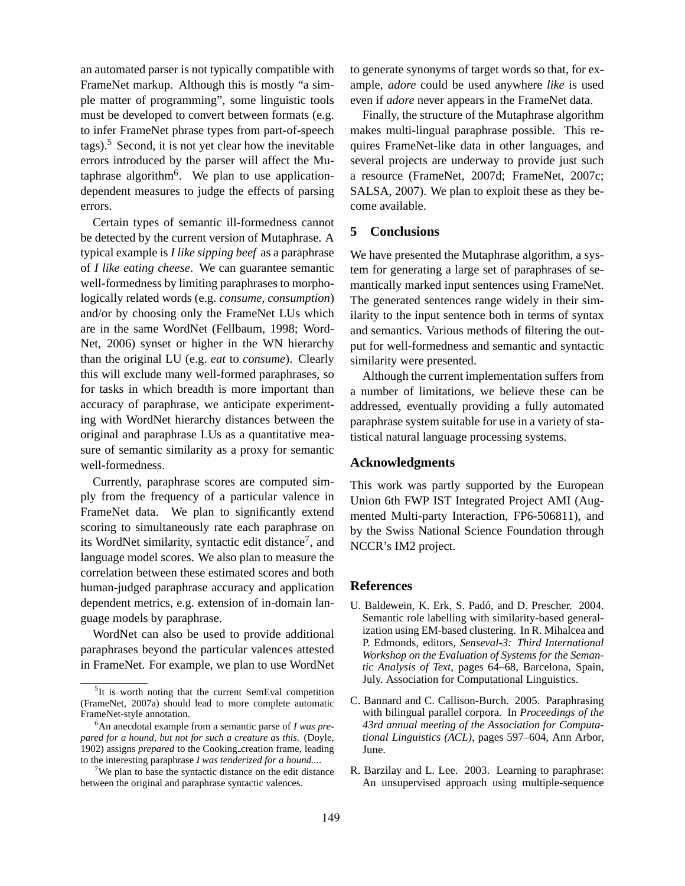an automated parser is not typically compatible with FrameNet markup. Although this is mostly "a simple matter of programming", some linguistic tools must be developed to convert between formats (e.g. to infer FrameNet phrase types from part-of-speech tags).[5] Second, it is not yet clear how the inevitable errors introduced by the parser will affect the Mutaphrase algorithm[6]. We plan to use application-dependent measures to judge the effects of parsing errors.

Certain types of semantic ill-formedness cannot be detected by the current version of Mutaphrase. A typical example is *I like sipping beef* as a paraphrase of *I like eating cheese*. We can guarantee semantic well-formedness by limiting paraphrases to morphologically related words (e.g. *consume, consumption*) and/or by choosing only the FrameNet LUs which are in the same WordNet (Fellbaum, 1998; WordNet, 2006) synset or higher in the WN hierarchy than the original LU (e.g. *eat* to *consume*). Clearly this will exclude many well-formed paraphrases, so for tasks in which breadth is more important than accuracy of paraphrase, we anticipate experimenting with WordNet hierarchy distances between the original and paraphrase LUs as a quantitative measure of semantic similarity as a proxy for semantic well-formedness.

Currently, paraphrase scores are computed simply from the frequency of a particular valence in FrameNet data. We plan to significantly extend scoring to simultaneously rate each paraphrase on its WordNet similarity, syntactic edit distance[7], and language model scores. We also plan to measure the correlation between these estimated scores and both human-judged paraphrase accuracy and application dependent metrics, e.g. extension of in-domain language models by paraphrase.

WordNet can also be used to provide additional paraphrases beyond the particular valences attested in FrameNet. For example, we plan to use WordNet to generate synonyms of target words so that, for example, *adore* could be used anywhere *like* is used even if *adore* never appears in the FrameNet data.

Finally, the structure of the Mutaphrase algorithm makes multi-lingual paraphrase possible. This requires FrameNet-like data in other languages, and several projects are underway to provide just such a resource (FrameNet, 2007d; FrameNet, 2007c; SALSA, 2007). We plan to exploit these as they become available.

[5]It is worth noting that the current SemEval competition (FrameNet, 2007a) should lead to more complete automatic FrameNet-style annotation.

[6]An anecdotal example from a semantic parse of *I was prepared for a hound, but not for such a creature as this.* (Doyle, 1902) assigns *prepared* to the Cooking_creation frame, leading to the interesting paraphrase *I was tenderized for a hound....*

[7]We plan to base the syntactic distance on the edit distance between the original and paraphrase syntactic valences.

## 5 Conclusions

We have presented the Mutaphrase algorithm, a system for generating a large set of paraphrases of semantically marked input sentences using FrameNet. The generated sentences range widely in their similarity to the input sentence both in terms of syntax and semantics. Various methods of filtering the output for well-formedness and semantic and syntactic similarity were presented.

Although the current implementation suffers from a number of limitations, we believe these can be addressed, eventually providing a fully automated paraphrase system suitable for use in a variety of statistical natural language processing systems.

## Acknowledgments

This work was partly supported by the European Union 6th FWP IST Integrated Project AMI (Augmented Multi-party Interaction, FP6-506811), and by the Swiss National Science Foundation through NCCR's IM2 project.

## References

U. Baldewein, K. Erk, S. Padó, and D. Prescher. 2004. Semantic role labelling with similarity-based generalization using EM-based clustering. In R. Mihalcea and P. Edmonds, editors, *Senseval-3: Third International Workshop on the Evaluation of Systems for the Semantic Analysis of Text*, pages 64–68, Barcelona, Spain, July. Association for Computational Linguistics.

C. Bannard and C. Callison-Burch. 2005. Paraphrasing with bilingual parallel corpora. In *Proceedings of the 43rd annual meeting of the Association for Computational Linguistics (ACL)*, pages 597–604, Ann Arbor, June.

R. Barzilay and L. Lee. 2003. Learning to paraphrase: An unsupervised approach using multiple-sequence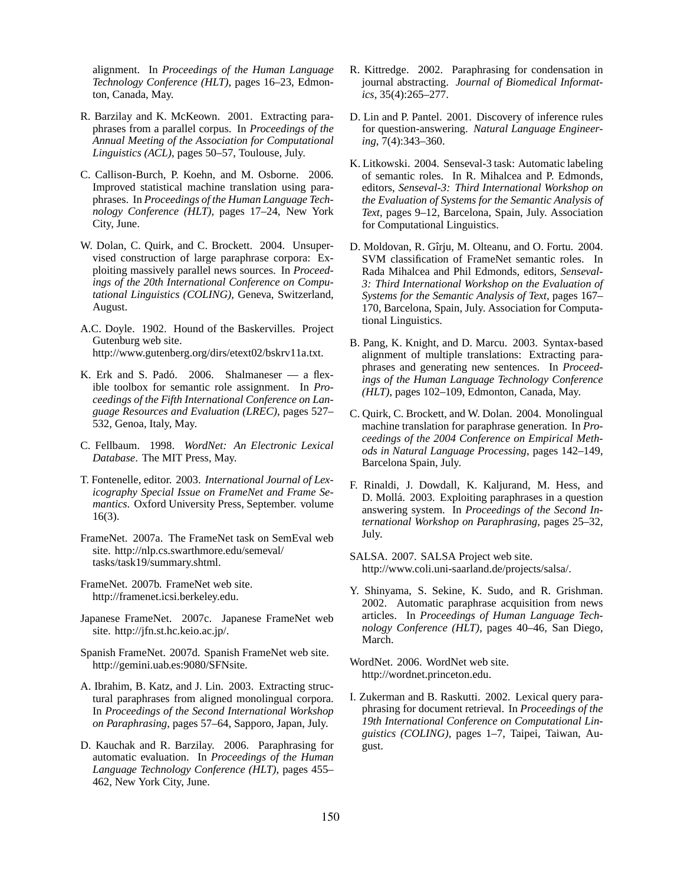alignment. In *Proceedings of the Human Language Technology Conference (HLT)*, pages 16–23, Edmonton, Canada, May.

R. Barzilay and K. McKeown. 2001. Extracting paraphrases from a parallel corpus. In *Proceedings of the Annual Meeting of the Association for Computational Linguistics (ACL)*, pages 50–57, Toulouse, July.

C. Callison-Burch, P. Koehn, and M. Osborne. 2006. Improved statistical machine translation using paraphrases. In *Proceedings of the Human Language Technology Conference (HLT)*, pages 17–24, New York City, June.

W. Dolan, C. Quirk, and C. Brockett. 2004. Unsupervised construction of large paraphrase corpora: Exploiting massively parallel news sources. In *Proceedings of the 20th International Conference on Computational Linguistics (COLING)*, Geneva, Switzerland, August.

A.C. Doyle. 1902. Hound of the Baskervilles. Project Gutenburg web site. http://www.gutenberg.org/dirs/etext02/bskrv11a.txt.

K. Erk and S. Padó. 2006. Shalmaneser — a flexible toolbox for semantic role assignment. In *Proceedings of the Fifth International Conference on Language Resources and Evaluation (LREC)*, pages 527–532, Genoa, Italy, May.

C. Fellbaum. 1998. *WordNet: An Electronic Lexical Database*. The MIT Press, May.

T. Fontenelle, editor. 2003. *International Journal of Lexicography Special Issue on FrameNet and Frame Semantics*. Oxford University Press, September. volume 16(3).

FrameNet. 2007a. The FrameNet task on SemEval web site. http://nlp.cs.swarthmore.edu/semeval/tasks/task19/summary.shtml.

FrameNet. 2007b. FrameNet web site. http://framenet.icsi.berkeley.edu.

Japanese FrameNet. 2007c. Japanese FrameNet web site. http://jfn.st.hc.keio.ac.jp/.

Spanish FrameNet. 2007d. Spanish FrameNet web site. http://gemini.uab.es:9080/SFNsite.

A. Ibrahim, B. Katz, and J. Lin. 2003. Extracting structural paraphrases from aligned monolingual corpora. In *Proceedings of the Second International Workshop on Paraphrasing*, pages 57–64, Sapporo, Japan, July.

D. Kauchak and R. Barzilay. 2006. Paraphrasing for automatic evaluation. In *Proceedings of the Human Language Technology Conference (HLT)*, pages 455–462, New York City, June.

R. Kittredge. 2002. Paraphrasing for condensation in journal abstracting. *Journal of Biomedical Informatics*, 35(4):265–277.

D. Lin and P. Pantel. 2001. Discovery of inference rules for question-answering. *Natural Language Engineering*, 7(4):343–360.

K. Litkowski. 2004. Senseval-3 task: Automatic labeling of semantic roles. In R. Mihalcea and P. Edmonds, editors, *Senseval-3: Third International Workshop on the Evaluation of Systems for the Semantic Analysis of Text*, pages 9–12, Barcelona, Spain, July. Association for Computational Linguistics.

D. Moldovan, R. Gîrju, M. Olteanu, and O. Fortu. 2004. SVM classification of FrameNet semantic roles. In Rada Mihalcea and Phil Edmonds, editors, *Senseval-3: Third International Workshop on the Evaluation of Systems for the Semantic Analysis of Text*, pages 167–170, Barcelona, Spain, July. Association for Computational Linguistics.

B. Pang, K. Knight, and D. Marcu. 2003. Syntax-based alignment of multiple translations: Extracting paraphrases and generating new sentences. In *Proceedings of the Human Language Technology Conference (HLT)*, pages 102–109, Edmonton, Canada, May.

C. Quirk, C. Brockett, and W. Dolan. 2004. Monolingual machine translation for paraphrase generation. In *Proceedings of the 2004 Conference on Empirical Methods in Natural Language Processing*, pages 142–149, Barcelona Spain, July.

F. Rinaldi, J. Dowdall, K. Kaljurand, M. Hess, and D. Mollá. 2003. Exploiting paraphrases in a question answering system. In *Proceedings of the Second International Workshop on Paraphrasing*, pages 25–32, July.

SALSA. 2007. SALSA Project web site. http://www.coli.uni-saarland.de/projects/salsa/.

Y. Shinyama, S. Sekine, K. Sudo, and R. Grishman. 2002. Automatic paraphrase acquisition from news articles. In *Proceedings of Human Language Technology Conference (HLT)*, pages 40–46, San Diego, March.

WordNet. 2006. WordNet web site. http://wordnet.princeton.edu.

I. Zukerman and B. Raskutti. 2002. Lexical query paraphrasing for document retrieval. In *Proceedings of the 19th International Conference on Computational Linguistics (COLING)*, pages 1–7, Taipei, Taiwan, August.